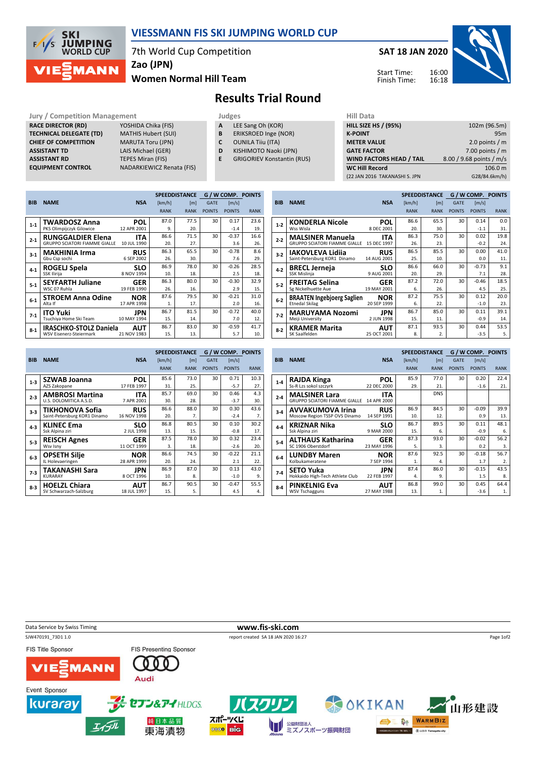# VIESSMANN FIS SKI JUMPING WORLD CUP

7th World Cup Competition
Zao (JPN)
**Women Normal Hill Team**

**SAT 18 JAN 2020**

Start Time: 16:00
Finish Time: 16:18

## Results Trial Round

### Jury / Competition Management

| | |
|---|---|
| RACE DIRECTOR (RD) | YOSHIDA Chika (FIS) |
| TECHNICAL DELEGATE (TD) | MATHIS Hubert (SUI) |
| CHIEF OF COMPETITION | MARUTA Toru (JPN) |
| ASSISTANT TD | LAIS Michael (GER) |
| ASSISTANT RD | TEPES Miran (FIS) |
| EQUIPMENT CONTROL | NADARKIEWICZ Renata (FIS) |

### Judges

| | |
|---|---|
| A | LEE Sang Oh (KOR) |
| B | ERIKSROED Inge (NOR) |
| C | OUNILA Tiiu (ITA) |
| D | KISHIMOTO Naoki (JPN) |
| E | GRIGORIEV Konstantin (RUS) |

### Hill Data

| | |
|---|---|
| HILL SIZE HS / (95%) | 102m (96.5m) |
| K-POINT | 95m |
| METER VALUE | 2.0 points / m |
| GATE FACTOR | 7.00 points / m |
| WIND FACTORS HEAD / TAIL | 8.00 / 9.68 points / m/s |
| WC Hill Record | 106.0 m |
| (22 JAN 2016 TAKANASHI S. JPN | G28/84.6km/h) |

| BIB | NAME | NSA | SPEED [km/h] | DISTANCE [m] | G / W COMP. GATE | [m/s] | POINTS |
|---|---|---|---|---|---|---|---|
| | Club | Date of birth | RANK | RANK | POINTS | POINTS | RANK |
| 1-1 | TWARDOSZ Anna | POL | 87.0 | 77.5 | 30 | 0.17 | 23.6 |
| | PKS Olimpijczyk Gilowice | 12 APR 2001 | 9. | 20. | | -1.4 | 19. |
| 2-1 | RUNGGALDIER Elena | ITA | 86.6 | 71.5 | 30 | -0.37 | 16.6 |
| | GRUPPO SCIATORI FIAMME GIALLE | 10 JUL 1990 | 20. | 27. | | 3.6 | 26. |
| 3-1 | MAKHINIA Irma | RUS | 86.3 | 65.5 | 30 | -0.78 | 8.6 |
| | Gbu Csp sochi | 6 SEP 2002 | 26. | 30. | | 7.6 | 29. |
| 4-1 | ROGELJ Spela | SLO | 86.9 | 78.0 | 30 | -0.26 | 28.5 |
| | SSK Ilirija | 8 NOV 1994 | 10. | 18. | | 2.5 | 18. |
| 5-1 | SEYFARTH Juliane | GER | 86.3 | 80.0 | 30 | -0.30 | 32.9 |
| | WSC 07 Ruhla | 19 FEB 1990 | 26. | 16. | | 2.9 | 15. |
| 6-1 | STROEM Anna Odine | NOR | 87.6 | 79.5 | 30 | -0.21 | 31.0 |
| | Alta If | 17 APR 1998 | 1. | 17. | | 2.0 | 16. |
| 7-1 | ITO Yuki | JPN | 86.7 | 81.5 | 30 | -0.72 | 40.0 |
| | Tsuchiya Home Ski Team | 10 MAY 1994 | 15. | 14. | | 7.0 | 12. |
| 8-1 | IRASCHKO-STOLZ Daniela | AUT | 86.7 | 83.0 | 30 | -0.59 | 41.7 |
| | WSV Eisenerz-Steiermark | 21 NOV 1983 | 15. | 13. | | 5.7 | 10. |
| 1-2 | KONDERLA Nicole | POL | 86.6 | 65.5 | 30 | 0.14 | 0.0 |
| | Wss Wisla | 8 DEC 2001 | 20. | 30. | | -1.1 | 31. |
| 2-2 | MALSINER Manuela | ITA | 86.3 | 75.0 | 30 | 0.02 | 19.8 |
| | GRUPPO SCIATORI FIAMME GIALLE | 15 DEC 1997 | 26. | 23. | | -0.2 | 24. |
| 3-2 | IAKOVLEVA Lidiia | RUS | 86.5 | 85.5 | 30 | 0.00 | 41.0 |
| | Saint-Petersburg KOR1 Dinamo | 14 AUG 2001 | 25. | 10. | | 0.0 | 11. |
| 4-2 | BRECL Jerneja | SLO | 86.6 | 66.0 | 30 | -0.73 | 9.1 |
| | SSK Mislinja | 9 AUG 2001 | 20. | 29. | | 7.1 | 28. |
| 5-2 | FREITAG Selina | GER | 87.2 | 72.0 | 30 | -0.46 | 18.5 |
| | Sg Nickelhuette Aue | 19 MAY 2001 | 6. | 26. | | 4.5 | 25. |
| 6-2 | BRAATEN Ingebjoerg Saglien | NOR | 87.2 | 75.5 | 30 | 0.12 | 20.0 |
| | Etnedal Skilag | 20 SEP 1999 | 6. | 22. | | -1.0 | 23. |
| 7-2 | MARUYAMA Nozomi | JPN | 86.7 | 85.0 | 30 | 0.11 | 39.1 |
| | Meiji University | 2 JUN 1998 | 15. | 11. | | -0.9 | 14. |
| 8-2 | KRAMER Marita | AUT | 87.1 | 93.5 | 30 | 0.44 | 53.5 |
| | SK Saalfelden | 25 OCT 2001 | 8. | 2. | | -3.5 | 5. |
| 1-3 | SZWAB Joanna | POL | 85.6 | 73.0 | 30 | 0.71 | 10.3 |
| | AZS Zakopane | 17 FEB 1997 | 31. | 25. | | -5.7 | 27. |
| 2-3 | AMBROSI Martina | ITA | 85.7 | 69.0 | 30 | 0.46 | 4.3 |
| | U.S. DOLOMITICA A.S.D. | 7 APR 2001 | 30. | 28. | | -3.7 | 30. |
| 3-3 | TIKHONOVA Sofia | RUS | 86.6 | 88.0 | 30 | 0.30 | 43.6 |
| | Saint-Petersburg KOR1 Dinamo | 16 NOV 1998 | 20. | 7. | | -2.4 | 7. |
| 4-3 | KLINEC Ema | SLO | 86.8 | 80.5 | 30 | 0.10 | 30.2 |
| | Ssk Alpina ziri | 2 JUL 1998 | 13. | 15. | | -0.8 | 17. |
| 5-3 | REISCH Agnes | GER | 87.5 | 78.0 | 30 | 0.32 | 23.4 |
| | Wsv Isny | 11 OCT 1999 | 3. | 18. | | -2.6 | 20. |
| 6-3 | OPSETH Silje | NOR | 86.6 | 74.5 | 30 | -0.22 | 21.1 |
| | IL Holevaeringen | 28 APR 1999 | 20. | 24. | | 2.1 | 22. |
| 7-3 | TAKANASHI Sara | JPN | 86.9 | 87.0 | 30 | 0.13 | 43.0 |
| | KURARAY | 8 OCT 1996 | 10. | 8. | | -1.0 | 9. |
| 8-3 | HOELZL Chiara | AUT | 86.7 | 90.5 | 30 | -0.47 | 55.5 |
| | SV Schwarzach-Salzburg | 18 JUL 1997 | 15. | 5. | | 4.5 | 4. |
| 1-4 | RAJDA Kinga | POL | 85.9 | 77.0 | 30 | 0.20 | 22.4 |
| | Ss-R Lzs sokol szczyrk | 22 DEC 2000 | 29. | 21. | | -1.6 | 21. |
| 2-4 | MALSINER Lara | ITA | | DNS | | | |
| | GRUPPO SCIATORI FIAMME GIALLE | 14 APR 2000 | | | | | |
| 3-4 | AVVAKUMOVA Irina | RUS | 86.9 | 84.5 | 30 | -0.09 | 39.9 |
| | Moscow Region TSSP OVS Dinamo | 14 SEP 1991 | 10. | 12. | | 0.9 | 13. |
| 4-4 | KRIZNAR Nika | SLO | 86.7 | 89.5 | 30 | 0.11 | 48.1 |
| | Ssk Alpina ziri | 9 MAR 2000 | 15. | 6. | | -0.9 | 6. |
| 5-4 | ALTHAUS Katharina | GER | 87.3 | 93.0 | 30 | -0.02 | 56.2 |
| | SC 1906 Oberstdorf | 23 MAY 1996 | 5. | 3. | | 0.2 | 3. |
| 6-4 | LUNDBY Maren | NOR | 87.6 | 92.5 | 30 | -0.18 | 56.7 |
| | Kolbukameratene | 7 SEP 1994 | 1. | 4. | | 1.7 | 2. |
| 7-4 | SETO Yuka | JPN | 87.4 | 86.0 | 30 | -0.15 | 43.5 |
| | Hokkaido High-Tech Athlete Club | 22 FEB 1997 | 4. | 9. | | 1.5 | 8. |
| 8-4 | PINKELNIG Eva | AUT | 86.8 | 99.0 | 30 | 0.45 | 64.4 |
| | WSV Tschagguns | 27 MAY 1988 | 13. | 1. | | -3.6 | 1. |

Data Service by Swiss Timing
www.fis-ski.com
SJW470191_73D1 1.0
report created SA 18 JAN 2020 16:27

FIS Title Sponsor
FIS Presenting Sponsor
Event Sponsor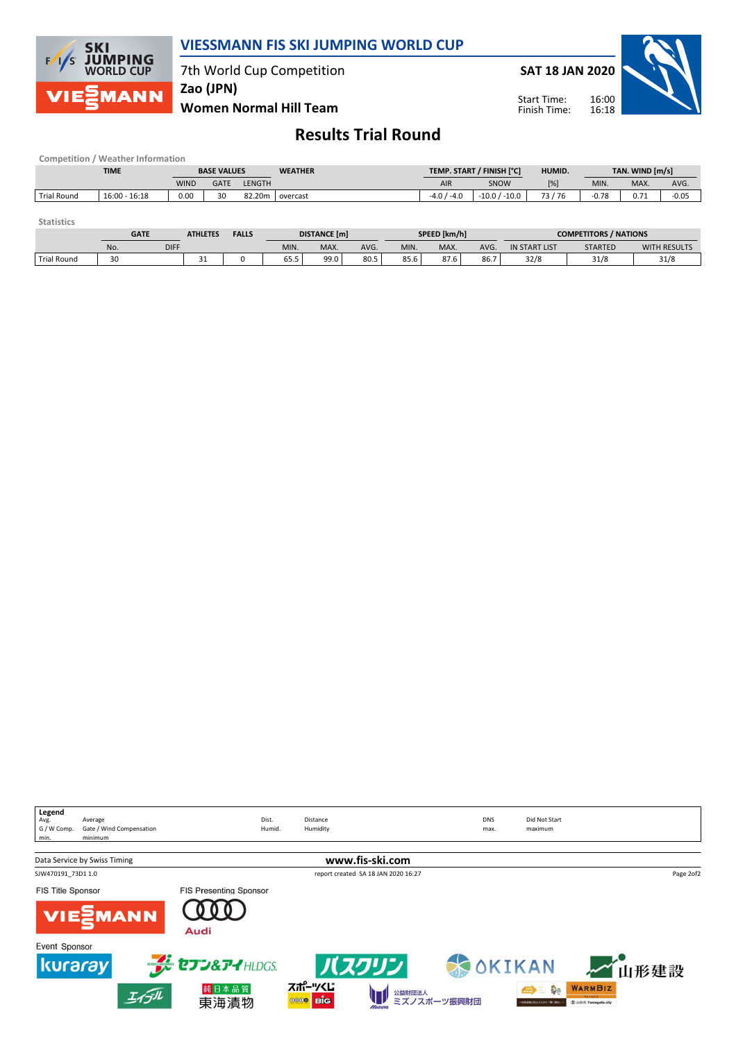VIESSMANN FIS SKI JUMPING WORLD CUP

7th World Cup Competition

**Zao (JPN)**

**Women Normal Hill Team**

**SAT 18 JAN 2020**

Start Time: 16:00
Finish Time: 16:18

# Results Trial Round

Competition / Weather Information

| | TIME | BASE VALUES | | | WEATHER | TEMP. START / FINISH [°C] | | HUMID. | TAN. WIND [m/s] | | |
|---|---|---|---|---|---|---|---|---|---|---|---|
| | | WIND | GATE | LENGTH | | AIR | SNOW | [%] | MIN. | MAX. | AVG. |
| Trial Round | 16:00 - 16:18 | 0.00 | 30 | 82.20m | overcast | -4.0 / -4.0 | -10.0 / -10.0 | 73 / 76 | -0.78 | 0.71 | -0.05 |

Statistics

| | GATE | | ATHLETES | FALLS | DISTANCE [m] | | | SPEED [km/h] | | | COMPETITORS / NATIONS | | |
|---|---|---|---|---|---|---|---|---|---|---|---|---|---|
| | No. | DIFF | | | MIN. | MAX. | AVG. | MIN. | MAX. | AVG. | IN START LIST | STARTED | WITH RESULTS |
| Trial Round | 30 | | 31 | 0 | 65.5 | 99.0 | 80.5 | 85.6 | 87.6 | 86.7 | 32/8 | 31/8 | 31/8 |

| Legend | | | | | |
|---|---|---|---|---|---|
| Avg. | Average | Dist. | Distance | DNS | Did Not Start |
| G / W Comp. | Gate / Wind Compensation | Humid. | Humidity | max. | maximum |
| min. | minimum | | | | |

Data Service by Swiss Timing

www.fis-ski.com

SJW470191_73D1 1.0

report created SA 18 JAN 2020 16:27

FIS Title Sponsor

FIS Presenting Sponsor

Event Sponsor